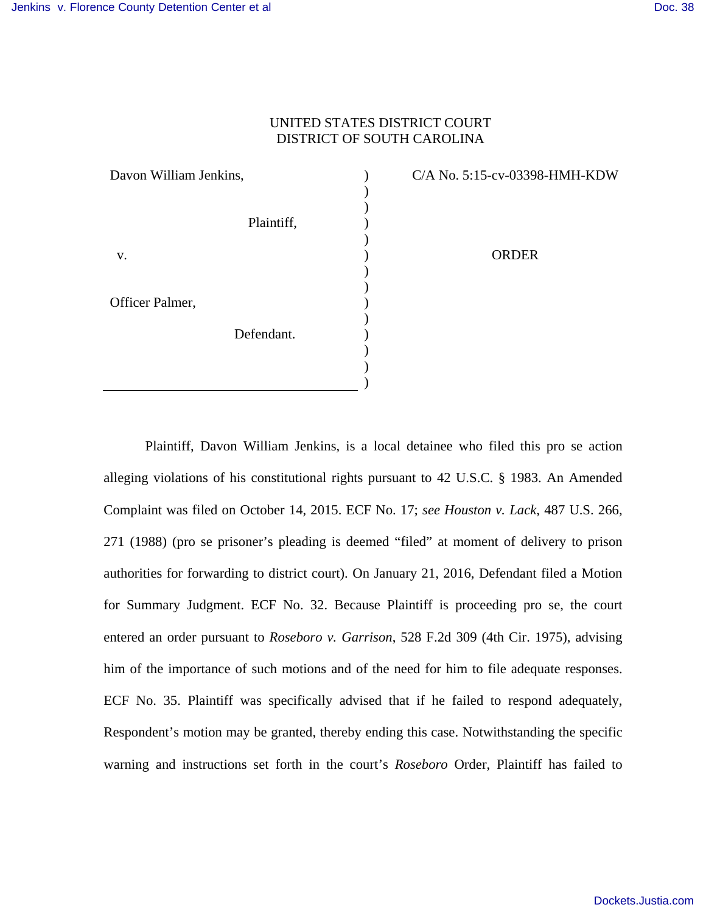UNITED STATES DISTRICT COURT
DISTRICT OF SOUTH CAROLINA

| | | |
|---|---|---|
| Davon William Jenkins, | ) | C/A No. 5:15-cv-03398-HMH-KDW |
| Plaintiff, | ) | |
| v. | ) | ORDER |
| Officer Palmer, | ) | |
| Defendant. | ) | |

Plaintiff, Davon William Jenkins, is a local detainee who filed this pro se action alleging violations of his constitutional rights pursuant to 42 U.S.C. § 1983. An Amended Complaint was filed on October 14, 2015. ECF No. 17; *see Houston v. Lack*, 487 U.S. 266, 271 (1988) (pro se prisoner's pleading is deemed "filed" at moment of delivery to prison authorities for forwarding to district court). On January 21, 2016, Defendant filed a Motion for Summary Judgment. ECF No. 32. Because Plaintiff is proceeding pro se, the court entered an order pursuant to *Roseboro v. Garrison*, 528 F.2d 309 (4th Cir. 1975), advising him of the importance of such motions and of the need for him to file adequate responses. ECF No. 35. Plaintiff was specifically advised that if he failed to respond adequately, Respondent's motion may be granted, thereby ending this case. Notwithstanding the specific warning and instructions set forth in the court's *Roseboro* Order, Plaintiff has failed to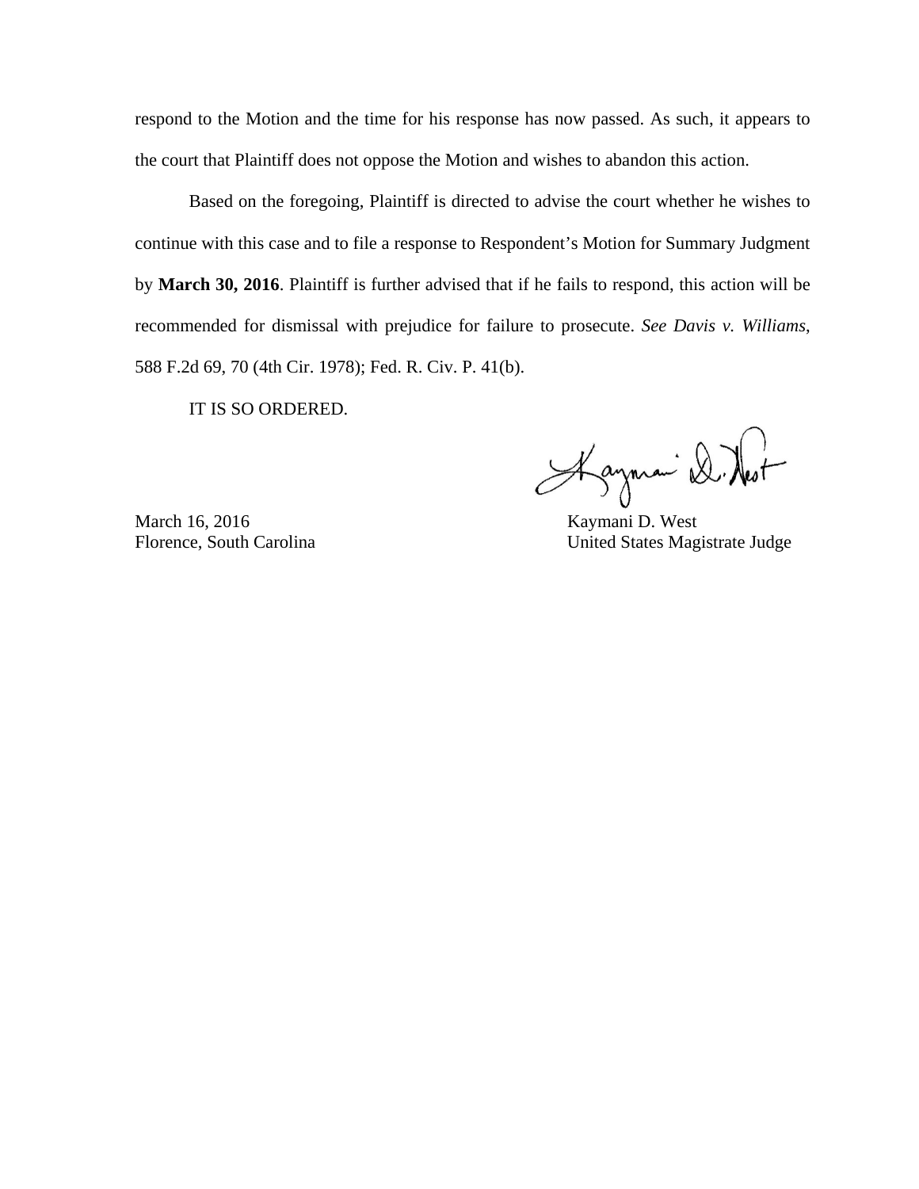respond to the Motion and the time for his response has now passed. As such, it appears to the court that Plaintiff does not oppose the Motion and wishes to abandon this action.

Based on the foregoing, Plaintiff is directed to advise the court whether he wishes to continue with this case and to file a response to Respondent's Motion for Summary Judgment by **March 30, 2016**. Plaintiff is further advised that if he fails to respond, this action will be recommended for dismissal with prejudice for failure to prosecute. *See Davis v. Williams*, 588 F.2d 69, 70 (4th Cir. 1978); Fed. R. Civ. P. 41(b).

IT IS SO ORDERED.

March 16, 2016
Florence, South Carolina

Kaymani D. West
United States Magistrate Judge